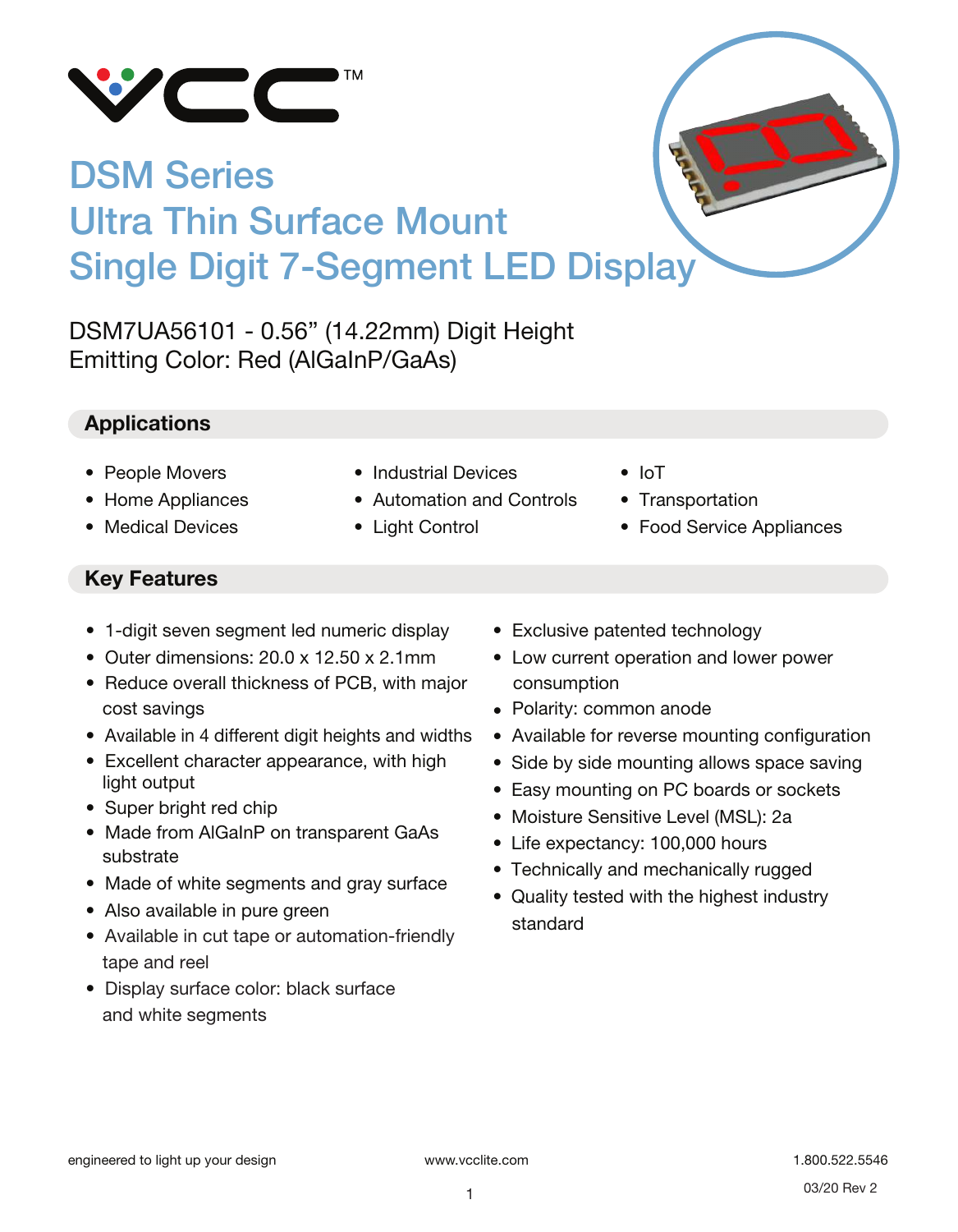# DSM Series
# Ultra Thin Surface Mount
# Single Digit 7-Segment LED Display

DSM7UA56101 - 0.56” (14.22mm) Digit Height
Emitting Color: Red (AlGaInP/GaAs)

## Applications

- People Movers
- Home Appliances
- Medical Devices
- Industrial Devices
- Automation and Controls
- Light Control
- IoT
- Transportation
- Food Service Appliances

## Key Features

- 1-digit seven segment led numeric display
- Outer dimensions: 20.0 x 12.50 x 2.1mm
- Reduce overall thickness of PCB, with major cost savings
- Available in 4 different digit heights and widths
- Excellent character appearance, with high light output
- Super bright red chip
- Made from AlGaInP on transparent GaAs substrate
- Made of white segments and gray surface
- Also available in pure green
- Available in cut tape or automation-friendly tape and reel
- Display surface color: black surface and white segments
- Exclusive patented technology
- Low current operation and lower power consumption
- Polarity: common anode
- Available for reverse mounting configuration
- Side by side mounting allows space saving
- Easy mounting on PC boards or sockets
- Moisture Sensitive Level (MSL): 2a
- Life expectancy: 100,000 hours
- Technically and mechanically rugged
- Quality tested with the highest industry standard

engineered to light up your design www.vcclite.com 1.800.522.5546

03/20 Rev 2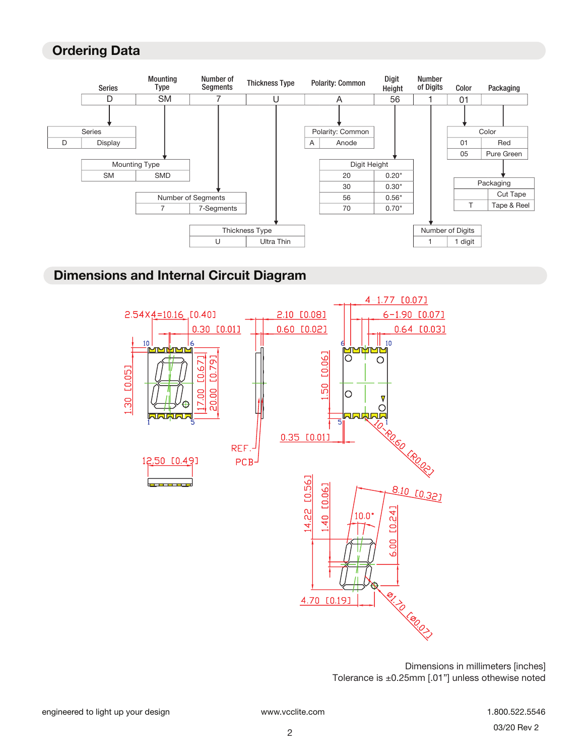## Ordering Data

| Series | Mounting Type | Number of Segments | Thickness Type | Polarity: Common | Digit Height | Number of Digits | Color | Packaging |
|---|---|---|---|---|---|---|---|---|
| D | SM | 7 | U | A | 56 | 1 | 01 | |

| Series | |
|---|---|
| D | Display |

| Mounting Type | |
|---|---|
| SM | SMD |

| Number of Segments | |
|---|---|
| 7 | 7-Segments |

| Thickness Type | |
|---|---|
| U | Ultra Thin |

| Polarity: Common | |
|---|---|
| A | Anode |

| Digit Height | |
|---|---|
| 20 | 0.20" |
| 30 | 0.30" |
| 56 | 0.56" |
| 70 | 0.70" |

| Number of Digits | |
|---|---|
| 1 | 1 digit |

| Color | |
|---|---|
| 01 | Red |
| 05 | Pure Green |

| Packaging | |
|---|---|
| | Cut Tape |
| T | Tape & Reel |

## Dimensions and Internal Circuit Diagram

2.54X4=10.16 [0.40]
0.30 [0.01]
1.30 [0.05]
17.00 [0.67]
20.00 [0.79]
12.50 [0.49]
2.10 [0.08]
0.60 [0.02]
REF.
PCB
4 1.77 [0.07]
6-1.90 [0.07]
0.64 [0.03]
1.50 [0.06]
0.35 [0.01]
10-R0.60 [R0.02]
14.22 [0.56]
1.40 [0.06]
8.10 [0.32]
10.0°
6.00 [0.24]
4.70 [0.19]
Ø1.70 [Ø0.07]

Dimensions in millimeters [inches]
Tolerance is ±0.25mm [.01"] unless othewise noted

engineered to light up your design www.vcclite.com 1.800.522.5546

03/20 Rev 2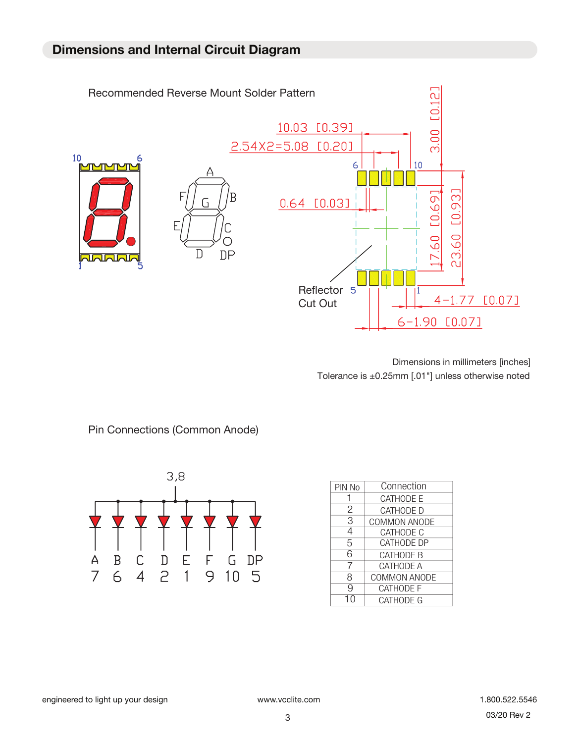## Dimensions and Internal Circuit Diagram

Recommended Reverse Mount Solder Pattern

10.03 [0.39]

2.54X2=5.08 [0.20]

3.00 [0.12]

0.64 [0.03]

17.60 [0.69]

23.60 [0.93]

Reflector Cut Out

4-1.77 [0.07]

6-1.90 [0.07]

Dimensions in millimeters [inches]
Tolerance is ±0.25mm [.01"] unless otherwise noted

Pin Connections (Common Anode)

3,8

| A | B | C | D | E | F | G | DP |
|---|---|---|---|---|---|---|---|
| 7 | 6 | 4 | 2 | 1 | 9 | 10 | 5 |

| PIN No | Connection |
|---|---|
| 1 | CATHODE E |
| 2 | CATHODE D |
| 3 | COMMON ANODE |
| 4 | CATHODE C |
| 5 | CATHODE DP |
| 6 | CATHODE B |
| 7 | CATHODE A |
| 8 | COMMON ANODE |
| 9 | CATHODE F |
| 10 | CATHODE G |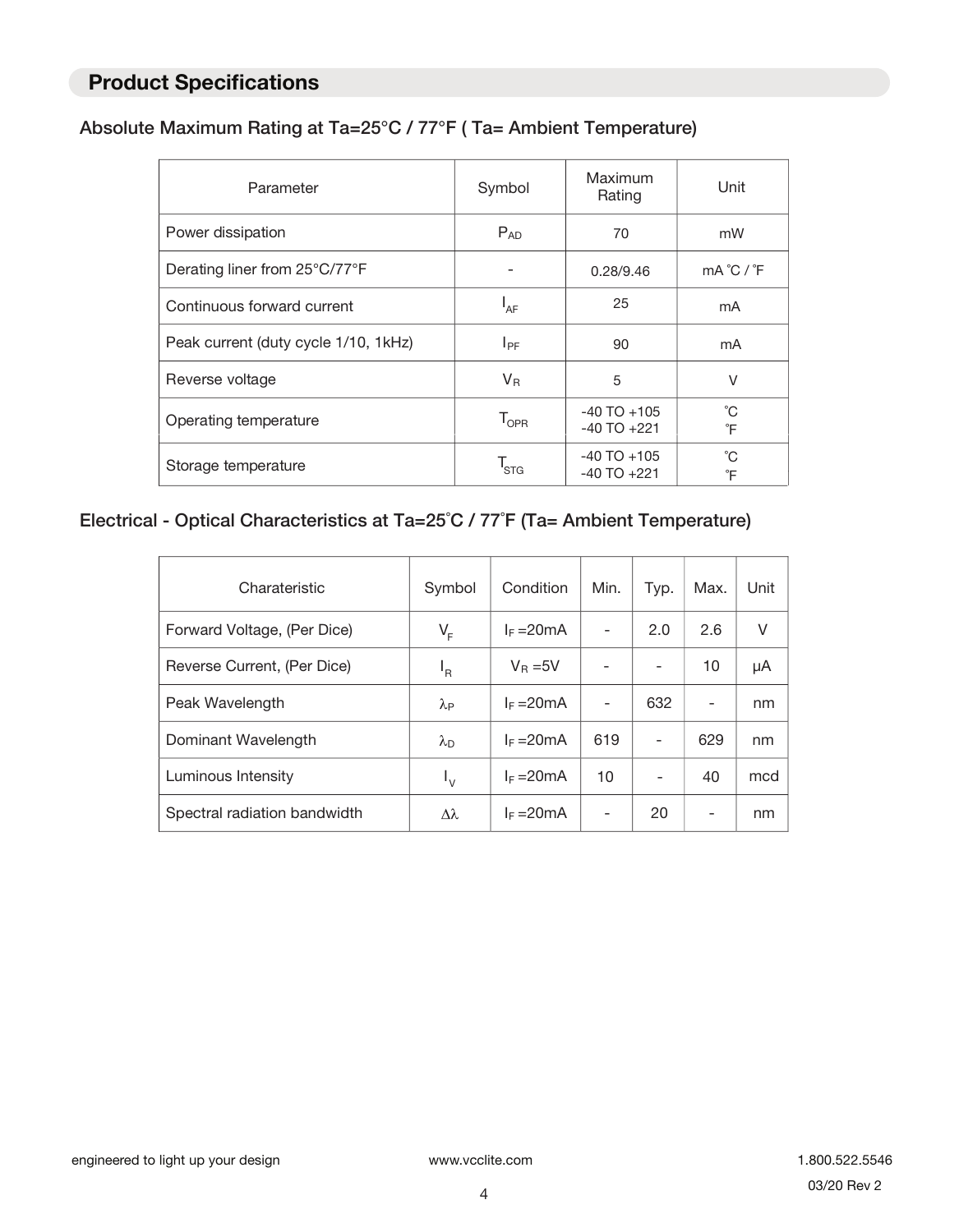## Product Specifications

### Absolute Maximum Rating at Ta=25°C / 77°F ( Ta= Ambient Temperature)

| Parameter | Symbol | Maximum Rating | Unit |
|---|---|---|---|
| Power dissipation | $P_{AD}$ | 70 | mW |
| Derating liner from 25°C/77°F | - | 0.28/9.46 | mA ˚C / ˚F |
| Continuous forward current | $I_{AF}$ | 25 | mA |
| Peak current (duty cycle 1/10, 1kHz) | $I_{PF}$ | 90 | mA |
| Reverse voltage | $V_R$ | 5 | V |
| Operating temperature | $T_{OPR}$ | -40 TO +105<br>-40 TO +221 | ˚C<br>˚F |
| Storage temperature | $T_{STG}$ | -40 TO +105<br>-40 TO +221 | ˚C<br>˚F |

### Electrical - Optical Characteristics at Ta=25˚C / 77˚F (Ta= Ambient Temperature)

| Charateristic | Symbol | Condition | Min. | Typ. | Max. | Unit |
|---|---|---|---|---|---|---|
| Forward Voltage, (Per Dice) | $V_F$ | $I_F$ =20mA | - | 2.0 | 2.6 | V |
| Reverse Current, (Per Dice) | $I_R$ | $V_R$ =5V | - | - | 10 | μA |
| Peak Wavelength | $\lambda_P$ | $I_F$ =20mA | - | 632 | - | nm |
| Dominant Wavelength | $\lambda_D$ | $I_F$ =20mA | 619 | - | 629 | nm |
| Luminous Intensity | $I_V$ | $I_F$ =20mA | 10 | - | 40 | mcd |
| Spectral radiation bandwidth | $\Delta\lambda$ | $I_F$ =20mA | - | 20 | - | nm |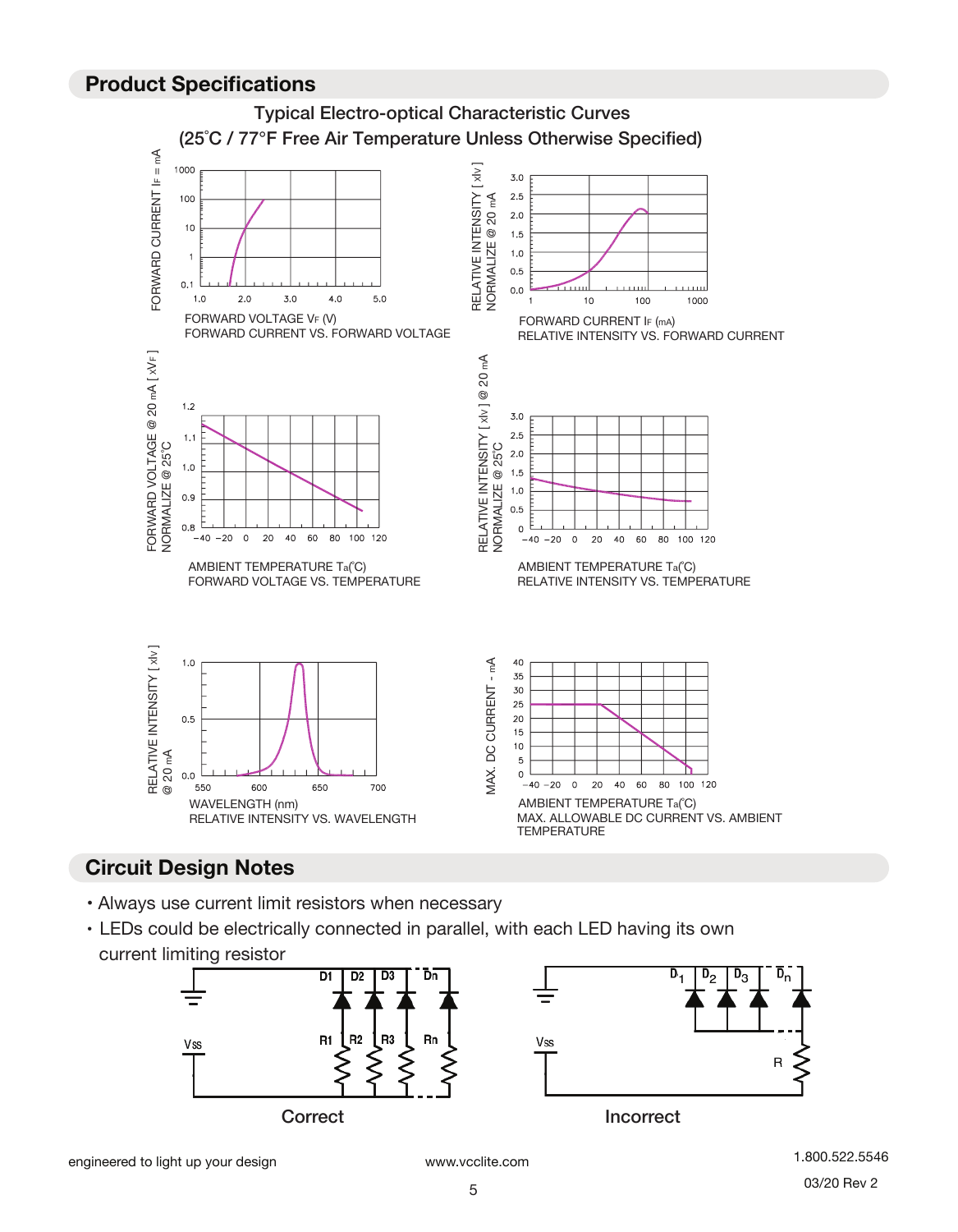## Product Specifications

### Typical Electro-optical Characteristic Curves
### (25˚C / 77°F Free Air Temperature Unless Otherwise Specified)

FORWARD CURRENT VS. FORWARD VOLTAGE

RELATIVE INTENSITY VS. FORWARD CURRENT

FORWARD VOLTAGE VS. TEMPERATURE

RELATIVE INTENSITY VS. TEMPERATURE

RELATIVE INTENSITY VS. WAVELENGTH

MAX. ALLOWABLE DC CURRENT VS. AMBIENT TEMPERATURE

## Circuit Design Notes

- Always use current limit resistors when necessary
- LEDs could be electrically connected in parallel, with each LED having its own current limiting resistor

Correct

Incorrect

engineered to light up your design    www.vcclite.com    1.800.522.5546

03/20 Rev 2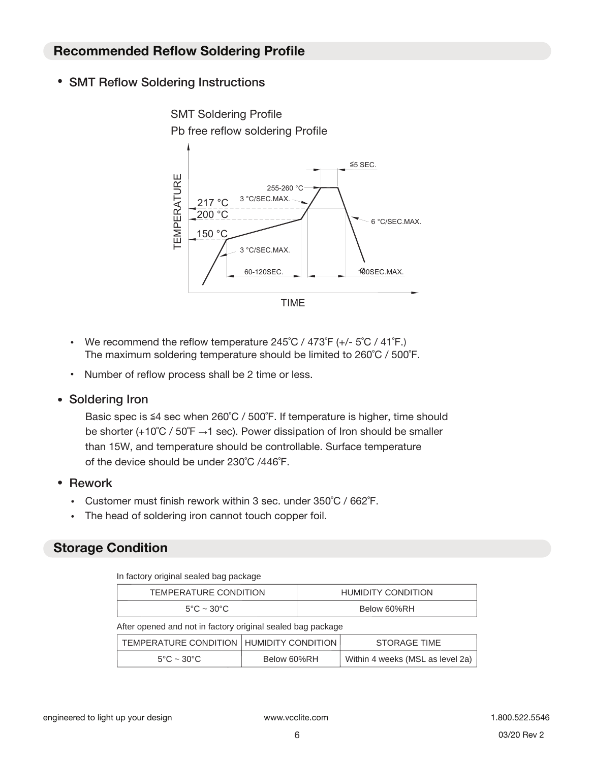## Recommended Reflow Soldering Profile

- **SMT Reflow Soldering Instructions**

SMT Soldering Profile

Pb free reflow soldering Profile

- We recommend the reflow temperature 245˚C / 473˚F (+/- 5˚C / 41˚F.)
  The maximum soldering temperature should be limited to 260˚C / 500˚F.
- Number of reflow process shall be 2 time or less.

- **Soldering Iron**

  Basic spec is ≦4 sec when 260˚C / 500˚F. If temperature is higher, time should be shorter (+10˚C / 50˚F →1 sec). Power dissipation of Iron should be smaller than 15W, and temperature should be controllable. Surface temperature of the device should be under 230˚C /446˚F.

- **Rework**
  - Customer must finish rework within 3 sec. under 350˚C / 662˚F.
  - The head of soldering iron cannot touch copper foil.

## Storage Condition

In factory original sealed bag package

| TEMPERATURE CONDITION | HUMIDITY CONDITION |
|---|---|
| 5°C ~ 30°C | Below 60%RH |

After opened and not in factory original sealed bag package

| TEMPERATURE CONDITION | HUMIDITY CONDITION | STORAGE TIME |
|---|---|---|
| 5°C ~ 30°C | Below 60%RH | Within 4 weeks (MSL as level 2a) |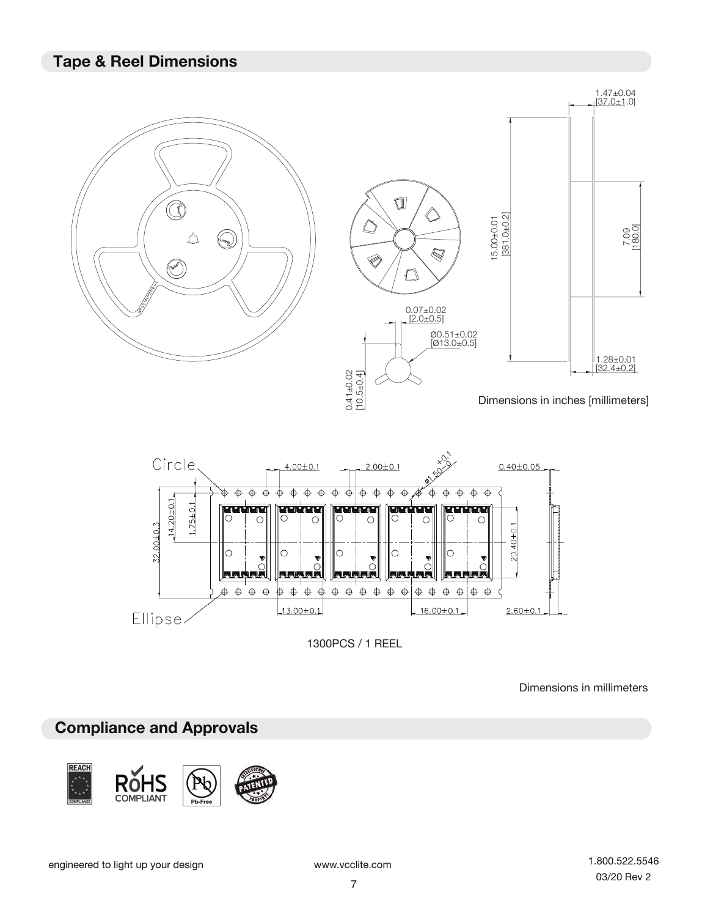## Tape & Reel Dimensions

1.47±0.04
[37.0±1.0]

15.00±0.01
[381.0±0.2]

7.09
[180.0]

0.07±0.02
[2.0±0.5]

Ø0.51±0.02
[Ø13.0±0.5]

0.41±0.02
[10.5±0.4]

1.28±0.01
[32.4±0.2]

Dimensions in inches [millimeters]

Circle

4.00±0.1

2.00±0.1

Ø1.50 +0.1 -0

0.40±0.05

32.00±0.3

14.20±0.1

1.75±0.1

20.40±0.1

Ellipse

13.00±0.1

16.00±0.1

2.60±0.1

1300PCS / 1 REEL

Dimensions in millimeters

## Compliance and Approvals

REACH COMPLIANCE

RoHS COMPLIANT

Pb-Free

PATENTED

engineered to light up your design www.vcclite.com 1.800.522.5546

03/20 Rev 2